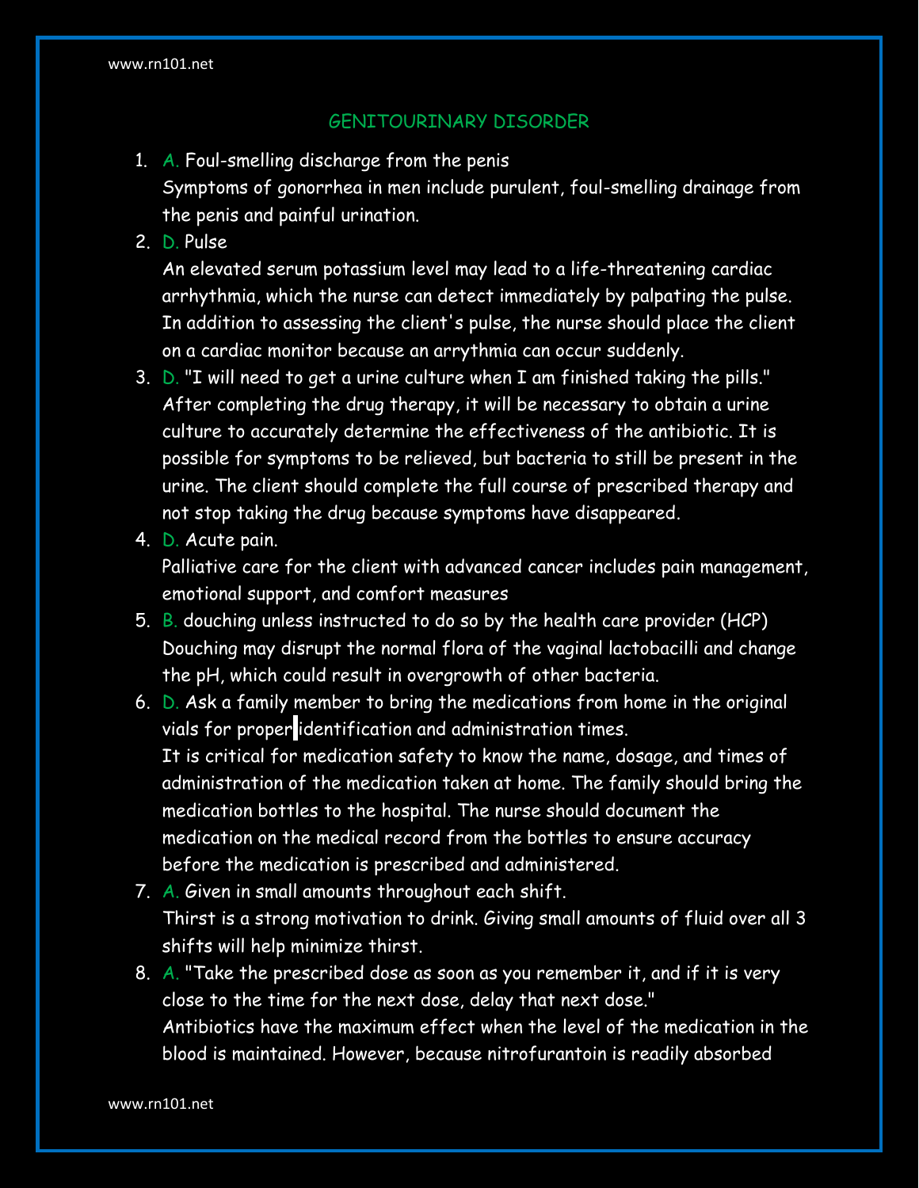## GENITOURINARY DISORDER

1. A. Foul-smelling discharge from the penis
   Symptoms of gonorrhea in men include purulent, foul-smelling drainage from the penis and painful urination.
2. D. Pulse
   An elevated serum potassium level may lead to a life-threatening cardiac arrhythmia, which the nurse can detect immediately by palpating the pulse. In addition to assessing the client's pulse, the nurse should place the client on a cardiac monitor because an arrythmia can occur suddenly.
3. D. "I will need to get a urine culture when I am finished taking the pills."
   After completing the drug therapy, it will be necessary to obtain a urine culture to accurately determine the effectiveness of the antibiotic. It is possible for symptoms to be relieved, but bacteria to still be present in the urine. The client should complete the full course of prescribed therapy and not stop taking the drug because symptoms have disappeared.
4. D. Acute pain.
   Palliative care for the client with advanced cancer includes pain management, emotional support, and comfort measures
5. B. douching unless instructed to do so by the health care provider (HCP)
   Douching may disrupt the normal flora of the vaginal lactobacilli and change the pH, which could result in overgrowth of other bacteria.
6. D. Ask a family member to bring the medications from home in the original vials for proper identification and administration times.
   It is critical for medication safety to know the name, dosage, and times of administration of the medication taken at home. The family should bring the medication bottles to the hospital. The nurse should document the medication on the medical record from the bottles to ensure accuracy before the medication is prescribed and administered.
7. A. Given in small amounts throughout each shift.
   Thirst is a strong motivation to drink. Giving small amounts of fluid over all 3 shifts will help minimize thirst.
8. A. "Take the prescribed dose as soon as you remember it, and if it is very close to the time for the next dose, delay that next dose."
   Antibiotics have the maximum effect when the level of the medication in the blood is maintained. However, because nitrofurantoin is readily absorbed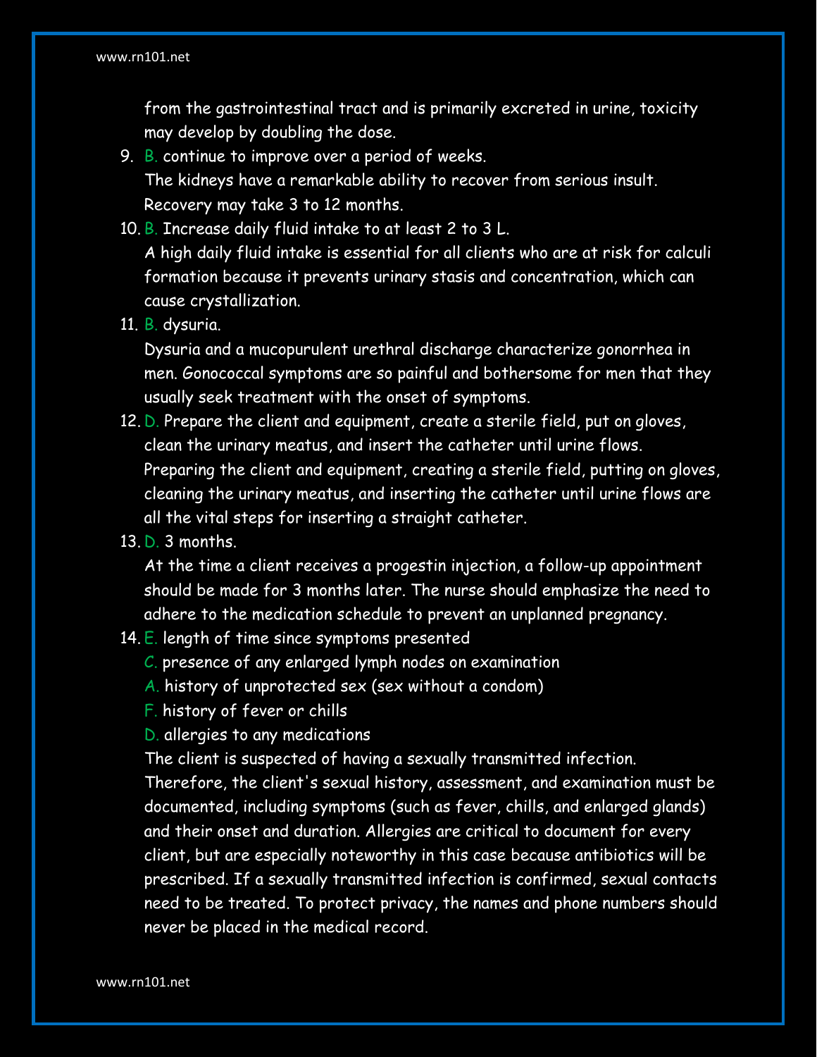from the gastrointestinal tract and is primarily excreted in urine, toxicity may develop by doubling the dose.

9. B. continue to improve over a period of weeks.
   The kidneys have a remarkable ability to recover from serious insult. Recovery may take 3 to 12 months.
10. B. Increase daily fluid intake to at least 2 to 3 L.
    A high daily fluid intake is essential for all clients who are at risk for calculi formation because it prevents urinary stasis and concentration, which can cause crystallization.
11. B. dysuria.
    Dysuria and a mucopurulent urethral discharge characterize gonorrhea in men. Gonococcal symptoms are so painful and bothersome for men that they usually seek treatment with the onset of symptoms.
12. D. Prepare the client and equipment, create a sterile field, put on gloves, clean the urinary meatus, and insert the catheter until urine flows.
    Preparing the client and equipment, creating a sterile field, putting on gloves, cleaning the urinary meatus, and inserting the catheter until urine flows are all the vital steps for inserting a straight catheter.
13. D. 3 months.
    At the time a client receives a progestin injection, a follow-up appointment should be made for 3 months later. The nurse should emphasize the need to adhere to the medication schedule to prevent an unplanned pregnancy.
14. E. length of time since symptoms presented
    C. presence of any enlarged lymph nodes on examination
    A. history of unprotected sex (sex without a condom)
    F. history of fever or chills
    D. allergies to any medications
    The client is suspected of having a sexually transmitted infection. Therefore, the client's sexual history, assessment, and examination must be documented, including symptoms (such as fever, chills, and enlarged glands) and their onset and duration. Allergies are critical to document for every client, but are especially noteworthy in this case because antibiotics will be prescribed. If a sexually transmitted infection is confirmed, sexual contacts need to be treated. To protect privacy, the names and phone numbers should never be placed in the medical record.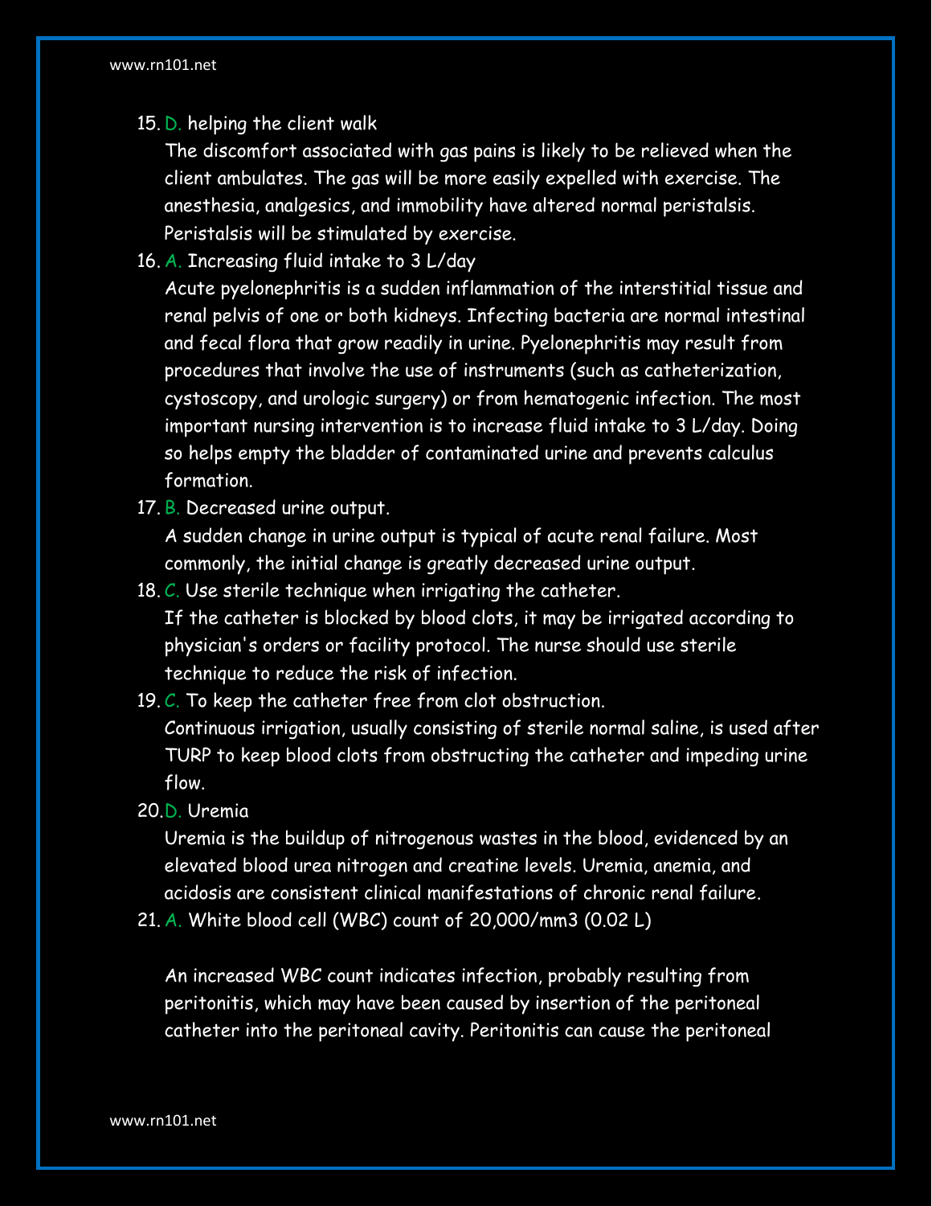15. D. helping the client walk

    The discomfort associated with gas pains is likely to be relieved when the client ambulates. The gas will be more easily expelled with exercise. The anesthesia, analgesics, and immobility have altered normal peristalsis. Peristalsis will be stimulated by exercise.

16. A. Increasing fluid intake to 3 L/day

    Acute pyelonephritis is a sudden inflammation of the interstitial tissue and renal pelvis of one or both kidneys. Infecting bacteria are normal intestinal and fecal flora that grow readily in urine. Pyelonephritis may result from procedures that involve the use of instruments (such as catheterization, cystoscopy, and urologic surgery) or from hematogenic infection. The most important nursing intervention is to increase fluid intake to 3 L/day. Doing so helps empty the bladder of contaminated urine and prevents calculus formation.

17. B. Decreased urine output.

    A sudden change in urine output is typical of acute renal failure. Most commonly, the initial change is greatly decreased urine output.

18. C. Use sterile technique when irrigating the catheter.

    If the catheter is blocked by blood clots, it may be irrigated according to physician's orders or facility protocol. The nurse should use sterile technique to reduce the risk of infection.

19. C. To keep the catheter free from clot obstruction.

    Continuous irrigation, usually consisting of sterile normal saline, is used after TURP to keep blood clots from obstructing the catheter and impeding urine flow.

20. D. Uremia

    Uremia is the buildup of nitrogenous wastes in the blood, evidenced by an elevated blood urea nitrogen and creatine levels. Uremia, anemia, and acidosis are consistent clinical manifestations of chronic renal failure.

21. A. White blood cell (WBC) count of 20,000/mm3 (0.02 L)

    An increased WBC count indicates infection, probably resulting from peritonitis, which may have been caused by insertion of the peritoneal catheter into the peritoneal cavity. Peritonitis can cause the peritoneal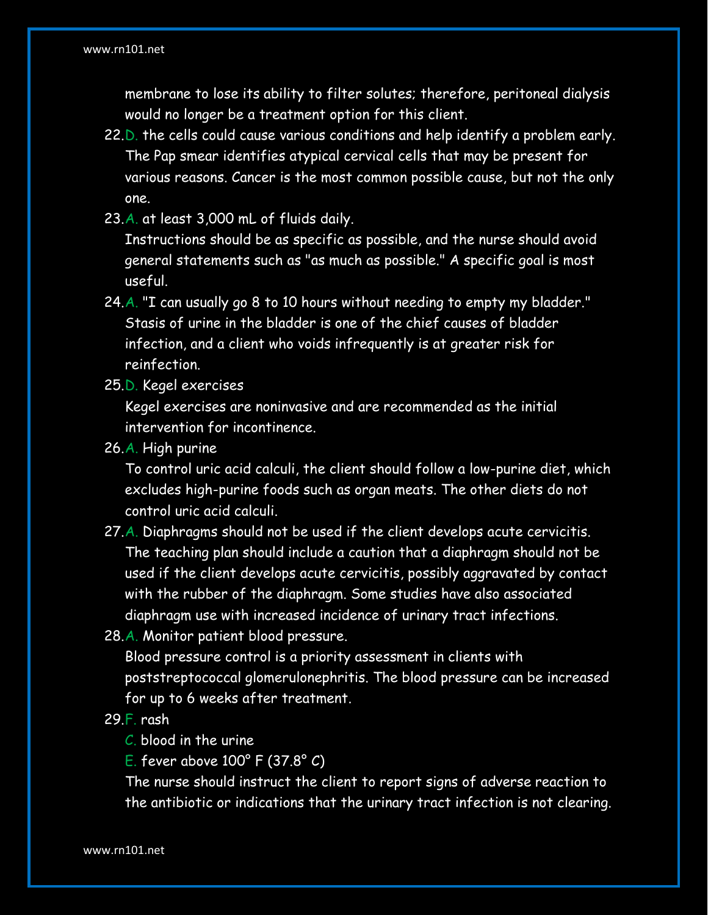membrane to lose its ability to filter solutes; therefore, peritoneal dialysis would no longer be a treatment option for this client.

22. D. the cells could cause various conditions and help identify a problem early.
    The Pap smear identifies atypical cervical cells that may be present for various reasons. Cancer is the most common possible cause, but not the only one.
23. A. at least 3,000 mL of fluids daily.
    Instructions should be as specific as possible, and the nurse should avoid general statements such as "as much as possible." A specific goal is most useful.
24. A. "I can usually go 8 to 10 hours without needing to empty my bladder."
    Stasis of urine in the bladder is one of the chief causes of bladder infection, and a client who voids infrequently is at greater risk for reinfection.
25. D. Kegel exercises
    Kegel exercises are noninvasive and are recommended as the initial intervention for incontinence.
26. A. High purine
    To control uric acid calculi, the client should follow a low-purine diet, which excludes high-purine foods such as organ meats. The other diets do not control uric acid calculi.
27. A. Diaphragms should not be used if the client develops acute cervicitis.
    The teaching plan should include a caution that a diaphragm should not be used if the client develops acute cervicitis, possibly aggravated by contact with the rubber of the diaphragm. Some studies have also associated diaphragm use with increased incidence of urinary tract infections.
28. A. Monitor patient blood pressure.
    Blood pressure control is a priority assessment in clients with poststreptococcal glomerulonephritis. The blood pressure can be increased for up to 6 weeks after treatment.
29. F. rash
    C. blood in the urine
    E. fever above 100° F (37.8° C)
    The nurse should instruct the client to report signs of adverse reaction to the antibiotic or indications that the urinary tract infection is not clearing.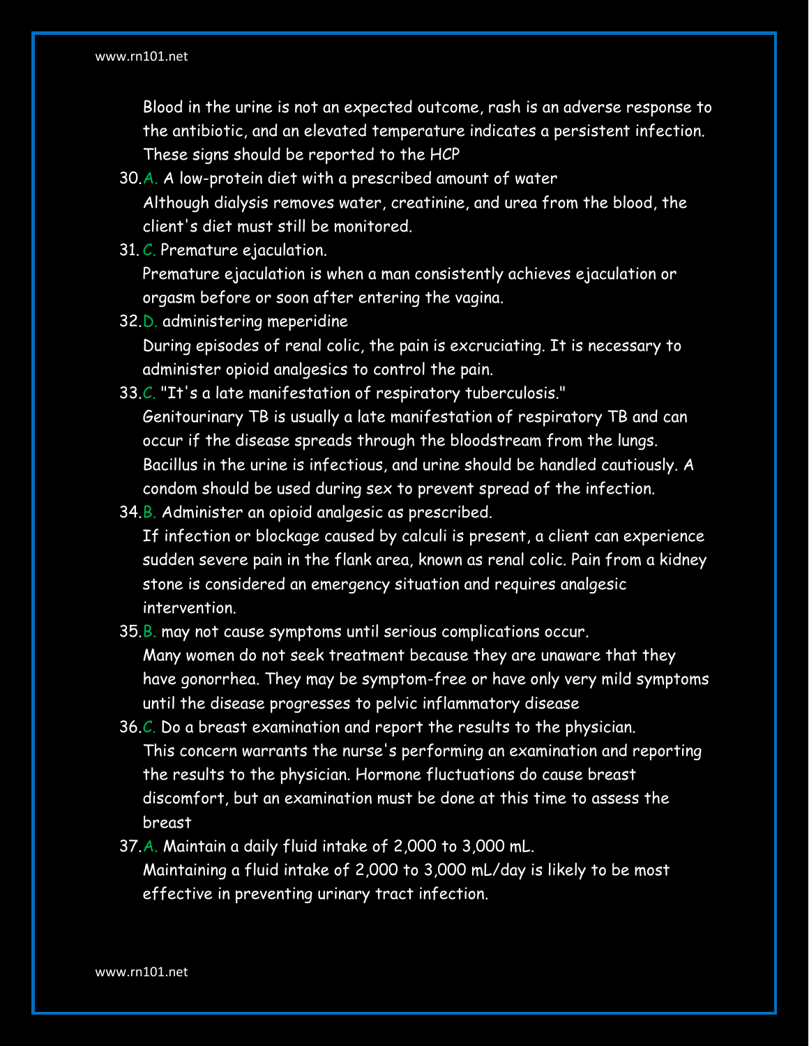Blood in the urine is not an expected outcome, rash is an adverse response to the antibiotic, and an elevated temperature indicates a persistent infection. These signs should be reported to the HCP

30. A. A low-protein diet with a prescribed amount of water
    Although dialysis removes water, creatinine, and urea from the blood, the client's diet must still be monitored.
31. C. Premature ejaculation.
    Premature ejaculation is when a man consistently achieves ejaculation or orgasm before or soon after entering the vagina.
32. D. administering meperidine
    During episodes of renal colic, the pain is excruciating. It is necessary to administer opioid analgesics to control the pain.
33. C. "It's a late manifestation of respiratory tuberculosis."
    Genitourinary TB is usually a late manifestation of respiratory TB and can occur if the disease spreads through the bloodstream from the lungs. Bacillus in the urine is infectious, and urine should be handled cautiously. A condom should be used during sex to prevent spread of the infection.
34. B. Administer an opioid analgesic as prescribed.
    If infection or blockage caused by calculi is present, a client can experience sudden severe pain in the flank area, known as renal colic. Pain from a kidney stone is considered an emergency situation and requires analgesic intervention.
35. B. may not cause symptoms until serious complications occur.
    Many women do not seek treatment because they are unaware that they have gonorrhea. They may be symptom-free or have only very mild symptoms until the disease progresses to pelvic inflammatory disease
36. C. Do a breast examination and report the results to the physician.
    This concern warrants the nurse's performing an examination and reporting the results to the physician. Hormone fluctuations do cause breast discomfort, but an examination must be done at this time to assess the breast
37. A. Maintain a daily fluid intake of 2,000 to 3,000 mL.
    Maintaining a fluid intake of 2,000 to 3,000 mL/day is likely to be most effective in preventing urinary tract infection.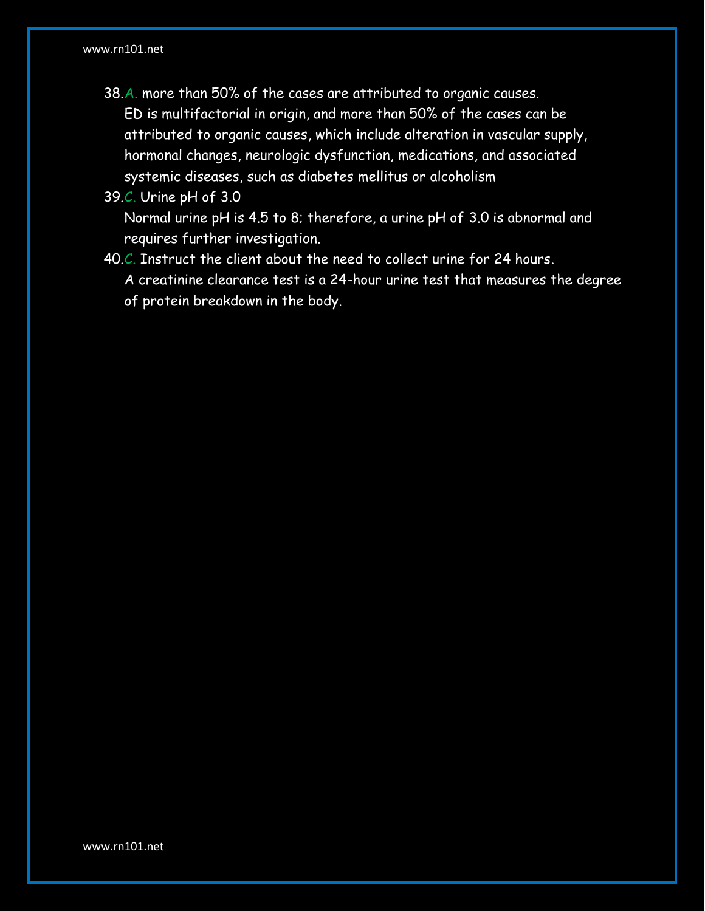38. A. more than 50% of the cases are attributed to organic causes.
    ED is multifactorial in origin, and more than 50% of the cases can be attributed to organic causes, which include alteration in vascular supply, hormonal changes, neurologic dysfunction, medications, and associated systemic diseases, such as diabetes mellitus or alcoholism
39. C. Urine pH of 3.0
    Normal urine pH is 4.5 to 8; therefore, a urine pH of 3.0 is abnormal and requires further investigation.
40. C. Instruct the client about the need to collect urine for 24 hours.
    A creatinine clearance test is a 24-hour urine test that measures the degree of protein breakdown in the body.